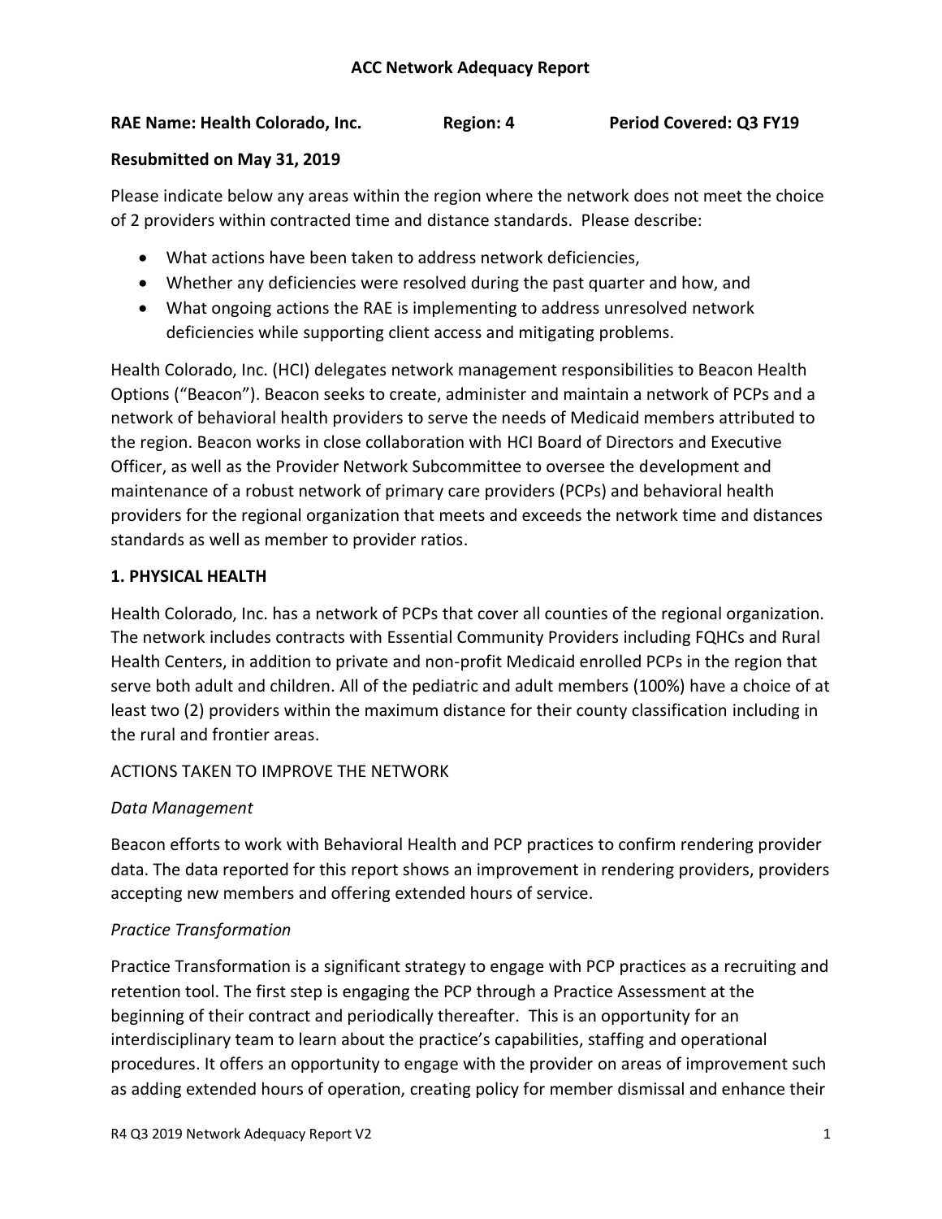# ACC Network Adequacy Report

**RAE Name: Health Colorado, Inc.** **Region: 4** **Period Covered: Q3 FY19**

**Resubmitted on May 31, 2019**

Please indicate below any areas within the region where the network does not meet the choice of 2 providers within contracted time and distance standards. Please describe:

- What actions have been taken to address network deficiencies,
- Whether any deficiencies were resolved during the past quarter and how, and
- What ongoing actions the RAE is implementing to address unresolved network deficiencies while supporting client access and mitigating problems.

Health Colorado, Inc. (HCI) delegates network management responsibilities to Beacon Health Options ("Beacon"). Beacon seeks to create, administer and maintain a network of PCPs and a network of behavioral health providers to serve the needs of Medicaid members attributed to the region. Beacon works in close collaboration with HCI Board of Directors and Executive Officer, as well as the Provider Network Subcommittee to oversee the development and maintenance of a robust network of primary care providers (PCPs) and behavioral health providers for the regional organization that meets and exceeds the network time and distances standards as well as member to provider ratios.

## 1. PHYSICAL HEALTH

Health Colorado, Inc. has a network of PCPs that cover all counties of the regional organization. The network includes contracts with Essential Community Providers including FQHCs and Rural Health Centers, in addition to private and non-profit Medicaid enrolled PCPs in the region that serve both adult and children. All of the pediatric and adult members (100%) have a choice of at least two (2) providers within the maximum distance for their county classification including in the rural and frontier areas.

### ACTIONS TAKEN TO IMPROVE THE NETWORK

*Data Management*

Beacon efforts to work with Behavioral Health and PCP practices to confirm rendering provider data. The data reported for this report shows an improvement in rendering providers, providers accepting new members and offering extended hours of service.

*Practice Transformation*

Practice Transformation is a significant strategy to engage with PCP practices as a recruiting and retention tool. The first step is engaging the PCP through a Practice Assessment at the beginning of their contract and periodically thereafter. This is an opportunity for an interdisciplinary team to learn about the practice's capabilities, staffing and operational procedures. It offers an opportunity to engage with the provider on areas of improvement such as adding extended hours of operation, creating policy for member dismissal and enhance their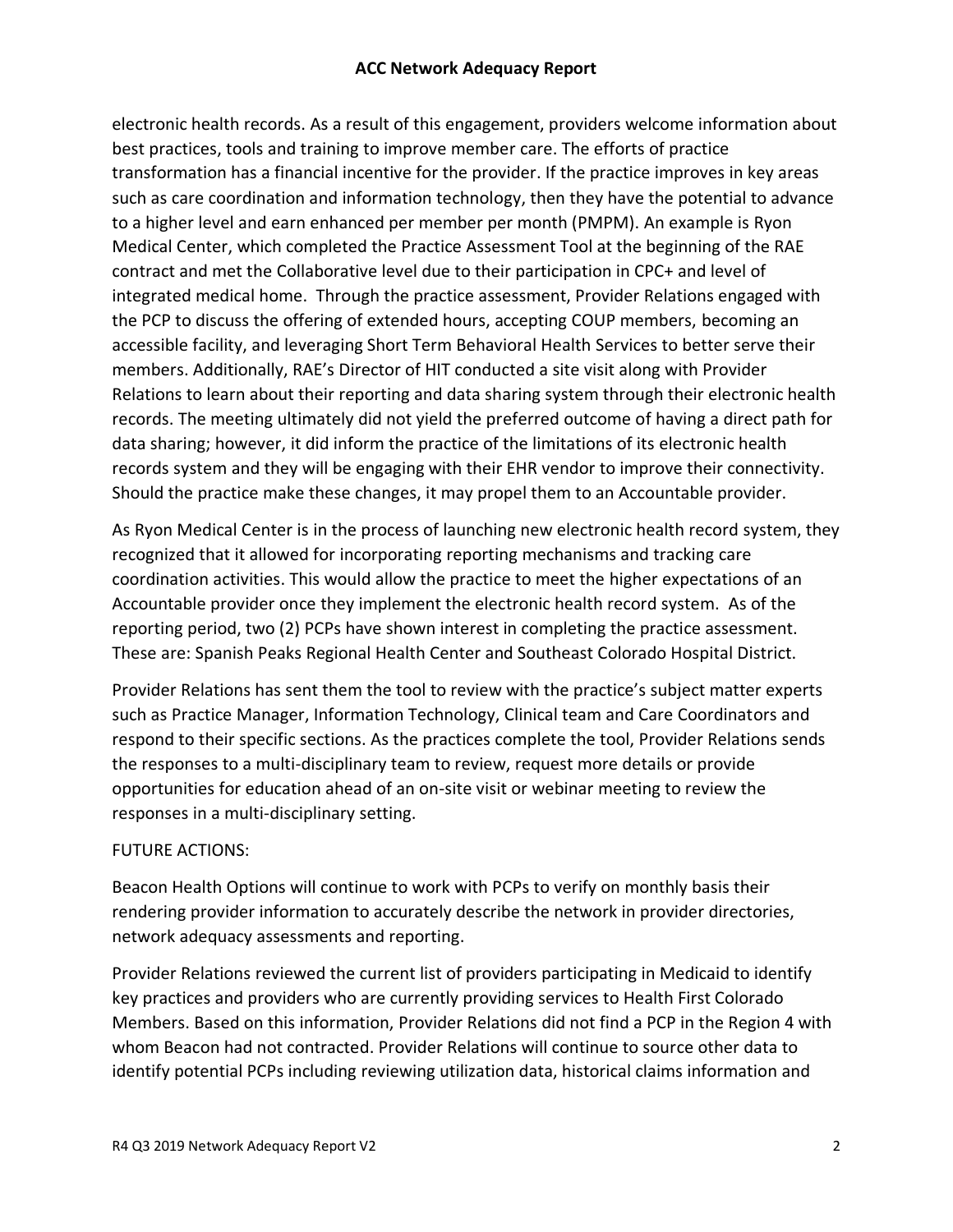electronic health records. As a result of this engagement, providers welcome information about best practices, tools and training to improve member care. The efforts of practice transformation has a financial incentive for the provider. If the practice improves in key areas such as care coordination and information technology, then they have the potential to advance to a higher level and earn enhanced per member per month (PMPM). An example is Ryon Medical Center, which completed the Practice Assessment Tool at the beginning of the RAE contract and met the Collaborative level due to their participation in CPC+ and level of integrated medical home. Through the practice assessment, Provider Relations engaged with the PCP to discuss the offering of extended hours, accepting COUP members, becoming an accessible facility, and leveraging Short Term Behavioral Health Services to better serve their members. Additionally, RAE's Director of HIT conducted a site visit along with Provider Relations to learn about their reporting and data sharing system through their electronic health records. The meeting ultimately did not yield the preferred outcome of having a direct path for data sharing; however, it did inform the practice of the limitations of its electronic health records system and they will be engaging with their EHR vendor to improve their connectivity. Should the practice make these changes, it may propel them to an Accountable provider.

As Ryon Medical Center is in the process of launching new electronic health record system, they recognized that it allowed for incorporating reporting mechanisms and tracking care coordination activities. This would allow the practice to meet the higher expectations of an Accountable provider once they implement the electronic health record system. As of the reporting period, two (2) PCPs have shown interest in completing the practice assessment. These are: Spanish Peaks Regional Health Center and Southeast Colorado Hospital District.

Provider Relations has sent them the tool to review with the practice's subject matter experts such as Practice Manager, Information Technology, Clinical team and Care Coordinators and respond to their specific sections. As the practices complete the tool, Provider Relations sends the responses to a multi-disciplinary team to review, request more details or provide opportunities for education ahead of an on-site visit or webinar meeting to review the responses in a multi-disciplinary setting.

FUTURE ACTIONS:

Beacon Health Options will continue to work with PCPs to verify on monthly basis their rendering provider information to accurately describe the network in provider directories, network adequacy assessments and reporting.

Provider Relations reviewed the current list of providers participating in Medicaid to identify key practices and providers who are currently providing services to Health First Colorado Members. Based on this information, Provider Relations did not find a PCP in the Region 4 with whom Beacon had not contracted. Provider Relations will continue to source other data to identify potential PCPs including reviewing utilization data, historical claims information and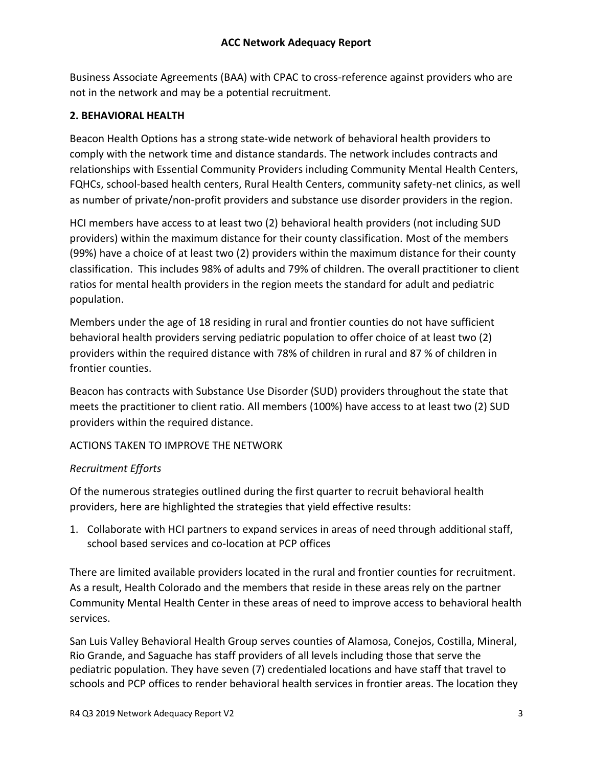Business Associate Agreements (BAA) with CPAC to cross-reference against providers who are not in the network and may be a potential recruitment.

## 2. BEHAVIORAL HEALTH

Beacon Health Options has a strong state-wide network of behavioral health providers to comply with the network time and distance standards. The network includes contracts and relationships with Essential Community Providers including Community Mental Health Centers, FQHCs, school-based health centers, Rural Health Centers, community safety-net clinics, as well as number of private/non-profit providers and substance use disorder providers in the region.

HCI members have access to at least two (2) behavioral health providers (not including SUD providers) within the maximum distance for their county classification. Most of the members (99%) have a choice of at least two (2) providers within the maximum distance for their county classification. This includes 98% of adults and 79% of children. The overall practitioner to client ratios for mental health providers in the region meets the standard for adult and pediatric population.

Members under the age of 18 residing in rural and frontier counties do not have sufficient behavioral health providers serving pediatric population to offer choice of at least two (2) providers within the required distance with 78% of children in rural and 87 % of children in frontier counties.

Beacon has contracts with Substance Use Disorder (SUD) providers throughout the state that meets the practitioner to client ratio. All members (100%) have access to at least two (2) SUD providers within the required distance.

ACTIONS TAKEN TO IMPROVE THE NETWORK

*Recruitment Efforts*

Of the numerous strategies outlined during the first quarter to recruit behavioral health providers, here are highlighted the strategies that yield effective results:

1. Collaborate with HCI partners to expand services in areas of need through additional staff, school based services and co-location at PCP offices

There are limited available providers located in the rural and frontier counties for recruitment. As a result, Health Colorado and the members that reside in these areas rely on the partner Community Mental Health Center in these areas of need to improve access to behavioral health services.

San Luis Valley Behavioral Health Group serves counties of Alamosa, Conejos, Costilla, Mineral, Rio Grande, and Saguache has staff providers of all levels including those that serve the pediatric population. They have seven (7) credentialed locations and have staff that travel to schools and PCP offices to render behavioral health services in frontier areas. The location they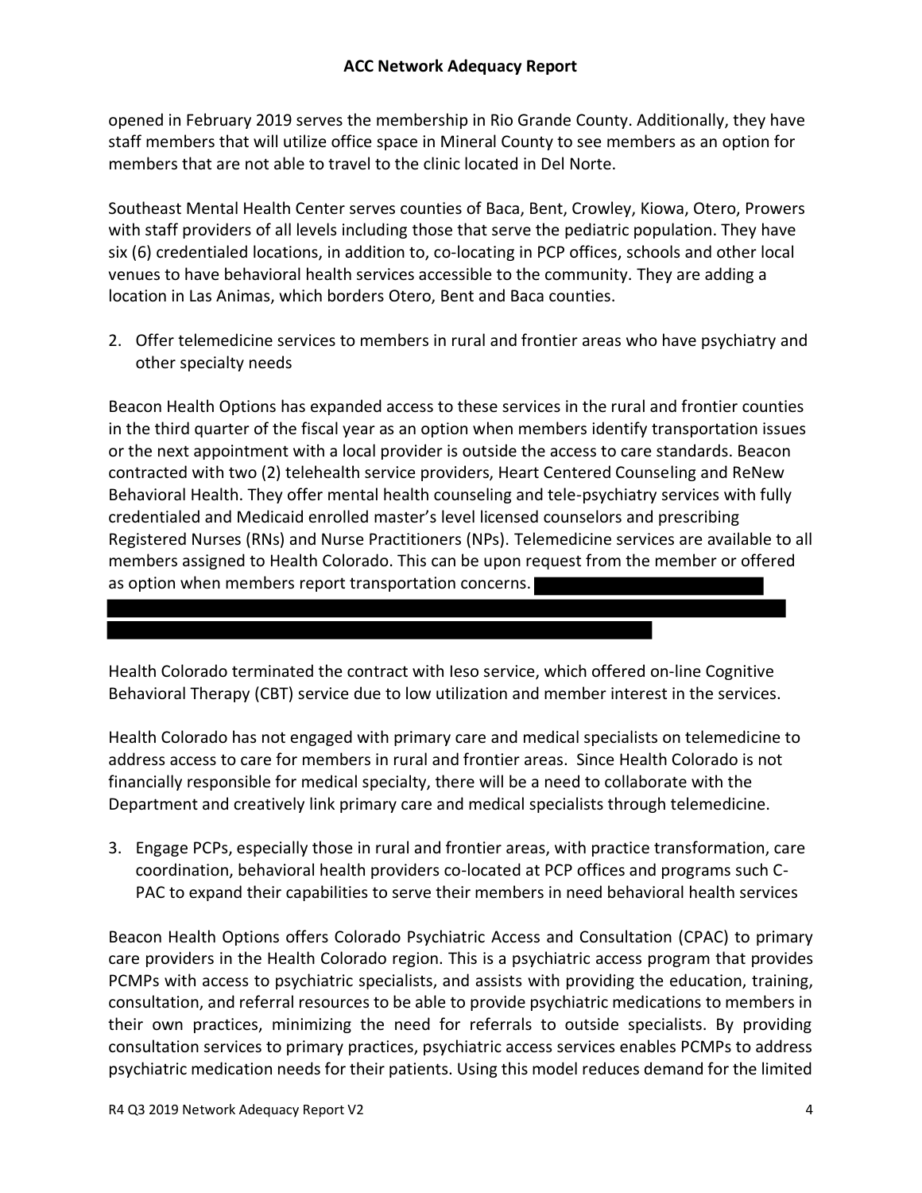opened in February 2019 serves the membership in Rio Grande County. Additionally, they have staff members that will utilize office space in Mineral County to see members as an option for members that are not able to travel to the clinic located in Del Norte.

Southeast Mental Health Center serves counties of Baca, Bent, Crowley, Kiowa, Otero, Prowers with staff providers of all levels including those that serve the pediatric population. They have six (6) credentialed locations, in addition to, co-locating in PCP offices, schools and other local venues to have behavioral health services accessible to the community. They are adding a location in Las Animas, which borders Otero, Bent and Baca counties.

2. Offer telemedicine services to members in rural and frontier areas who have psychiatry and other specialty needs

Beacon Health Options has expanded access to these services in the rural and frontier counties in the third quarter of the fiscal year as an option when members identify transportation issues or the next appointment with a local provider is outside the access to care standards. Beacon contracted with two (2) telehealth service providers, Heart Centered Counseling and ReNew Behavioral Health. They offer mental health counseling and tele-psychiatry services with fully credentialed and Medicaid enrolled master's level licensed counselors and prescribing Registered Nurses (RNs) and Nurse Practitioners (NPs). Telemedicine services are available to all members assigned to Health Colorado. This can be upon request from the member or offered as option when members report transportation concerns.

Health Colorado terminated the contract with Ieso service, which offered on-line Cognitive Behavioral Therapy (CBT) service due to low utilization and member interest in the services.

Health Colorado has not engaged with primary care and medical specialists on telemedicine to address access to care for members in rural and frontier areas. Since Health Colorado is not financially responsible for medical specialty, there will be a need to collaborate with the Department and creatively link primary care and medical specialists through telemedicine.

3. Engage PCPs, especially those in rural and frontier areas, with practice transformation, care coordination, behavioral health providers co-located at PCP offices and programs such C-PAC to expand their capabilities to serve their members in need behavioral health services

Beacon Health Options offers Colorado Psychiatric Access and Consultation (CPAC) to primary care providers in the Health Colorado region. This is a psychiatric access program that provides PCMPs with access to psychiatric specialists, and assists with providing the education, training, consultation, and referral resources to be able to provide psychiatric medications to members in their own practices, minimizing the need for referrals to outside specialists. By providing consultation services to primary practices, psychiatric access services enables PCMPs to address psychiatric medication needs for their patients. Using this model reduces demand for the limited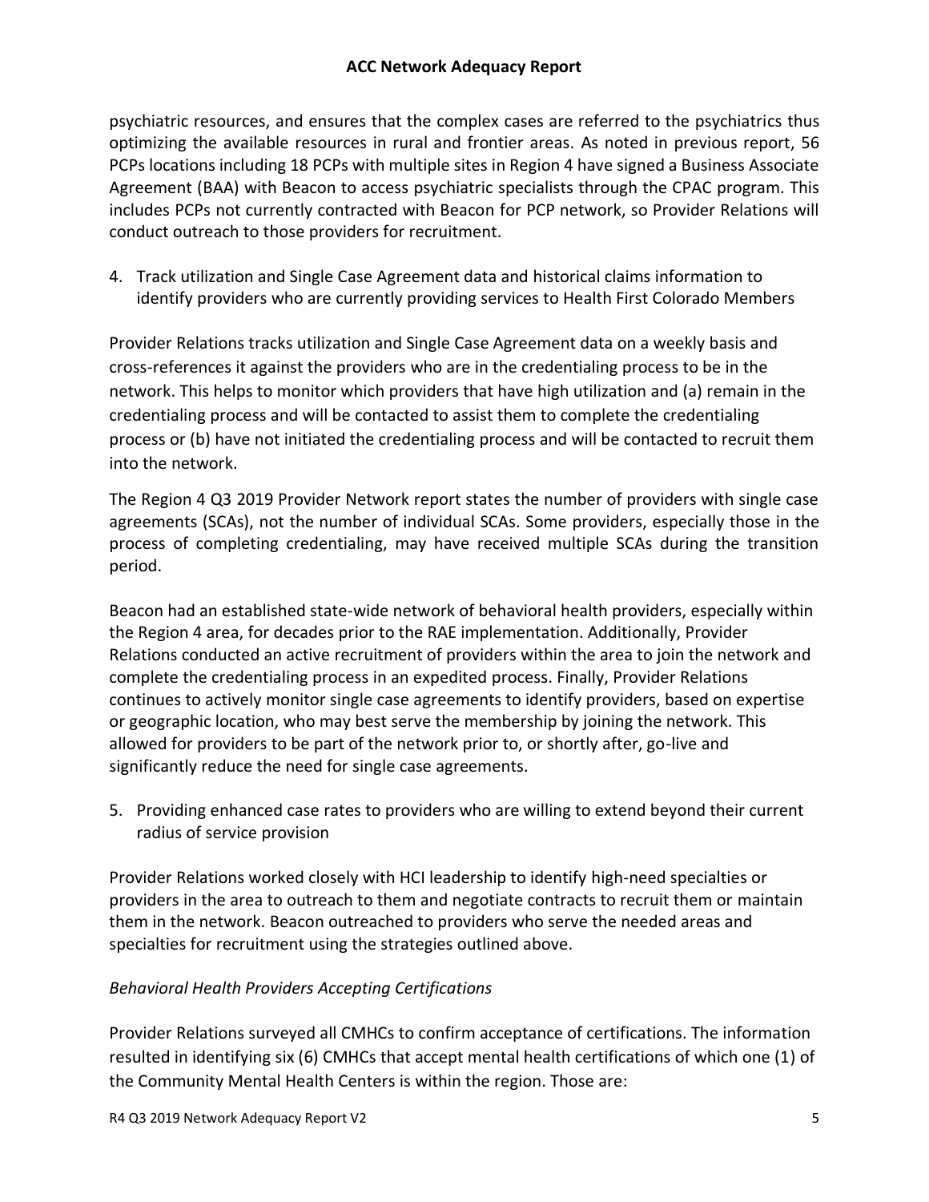psychiatric resources, and ensures that the complex cases are referred to the psychiatrics thus optimizing the available resources in rural and frontier areas. As noted in previous report, 56 PCPs locations including 18 PCPs with multiple sites in Region 4 have signed a Business Associate Agreement (BAA) with Beacon to access psychiatric specialists through the CPAC program. This includes PCPs not currently contracted with Beacon for PCP network, so Provider Relations will conduct outreach to those providers for recruitment.

4. Track utilization and Single Case Agreement data and historical claims information to identify providers who are currently providing services to Health First Colorado Members

Provider Relations tracks utilization and Single Case Agreement data on a weekly basis and cross-references it against the providers who are in the credentialing process to be in the network. This helps to monitor which providers that have high utilization and (a) remain in the credentialing process and will be contacted to assist them to complete the credentialing process or (b) have not initiated the credentialing process and will be contacted to recruit them into the network.

The Region 4 Q3 2019 Provider Network report states the number of providers with single case agreements (SCAs), not the number of individual SCAs. Some providers, especially those in the process of completing credentialing, may have received multiple SCAs during the transition period.

Beacon had an established state-wide network of behavioral health providers, especially within the Region 4 area, for decades prior to the RAE implementation. Additionally, Provider Relations conducted an active recruitment of providers within the area to join the network and complete the credentialing process in an expedited process. Finally, Provider Relations continues to actively monitor single case agreements to identify providers, based on expertise or geographic location, who may best serve the membership by joining the network. This allowed for providers to be part of the network prior to, or shortly after, go-live and significantly reduce the need for single case agreements.

5. Providing enhanced case rates to providers who are willing to extend beyond their current radius of service provision

Provider Relations worked closely with HCI leadership to identify high-need specialties or providers in the area to outreach to them and negotiate contracts to recruit them or maintain them in the network. Beacon outreached to providers who serve the needed areas and specialties for recruitment using the strategies outlined above.

*Behavioral Health Providers Accepting Certifications*

Provider Relations surveyed all CMHCs to confirm acceptance of certifications. The information resulted in identifying six (6) CMHCs that accept mental health certifications of which one (1) of the Community Mental Health Centers is within the region. Those are: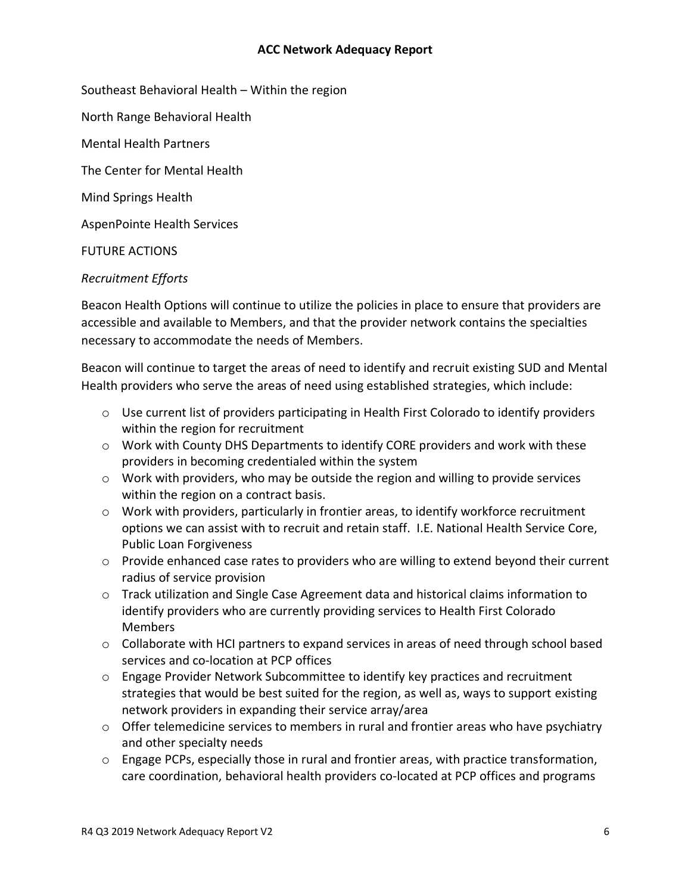Southeast Behavioral Health – Within the region

North Range Behavioral Health

Mental Health Partners

The Center for Mental Health

Mind Springs Health

AspenPointe Health Services

FUTURE ACTIONS

*Recruitment Efforts*

Beacon Health Options will continue to utilize the policies in place to ensure that providers are accessible and available to Members, and that the provider network contains the specialties necessary to accommodate the needs of Members.

Beacon will continue to target the areas of need to identify and recruit existing SUD and Mental Health providers who serve the areas of need using established strategies, which include:

- Use current list of providers participating in Health First Colorado to identify providers within the region for recruitment
- Work with County DHS Departments to identify CORE providers and work with these providers in becoming credentialed within the system
- Work with providers, who may be outside the region and willing to provide services within the region on a contract basis.
- Work with providers, particularly in frontier areas, to identify workforce recruitment options we can assist with to recruit and retain staff. I.E. National Health Service Core, Public Loan Forgiveness
- Provide enhanced case rates to providers who are willing to extend beyond their current radius of service provision
- Track utilization and Single Case Agreement data and historical claims information to identify providers who are currently providing services to Health First Colorado Members
- Collaborate with HCI partners to expand services in areas of need through school based services and co-location at PCP offices
- Engage Provider Network Subcommittee to identify key practices and recruitment strategies that would be best suited for the region, as well as, ways to support existing network providers in expanding their service array/area
- Offer telemedicine services to members in rural and frontier areas who have psychiatry and other specialty needs
- Engage PCPs, especially those in rural and frontier areas, with practice transformation, care coordination, behavioral health providers co-located at PCP offices and programs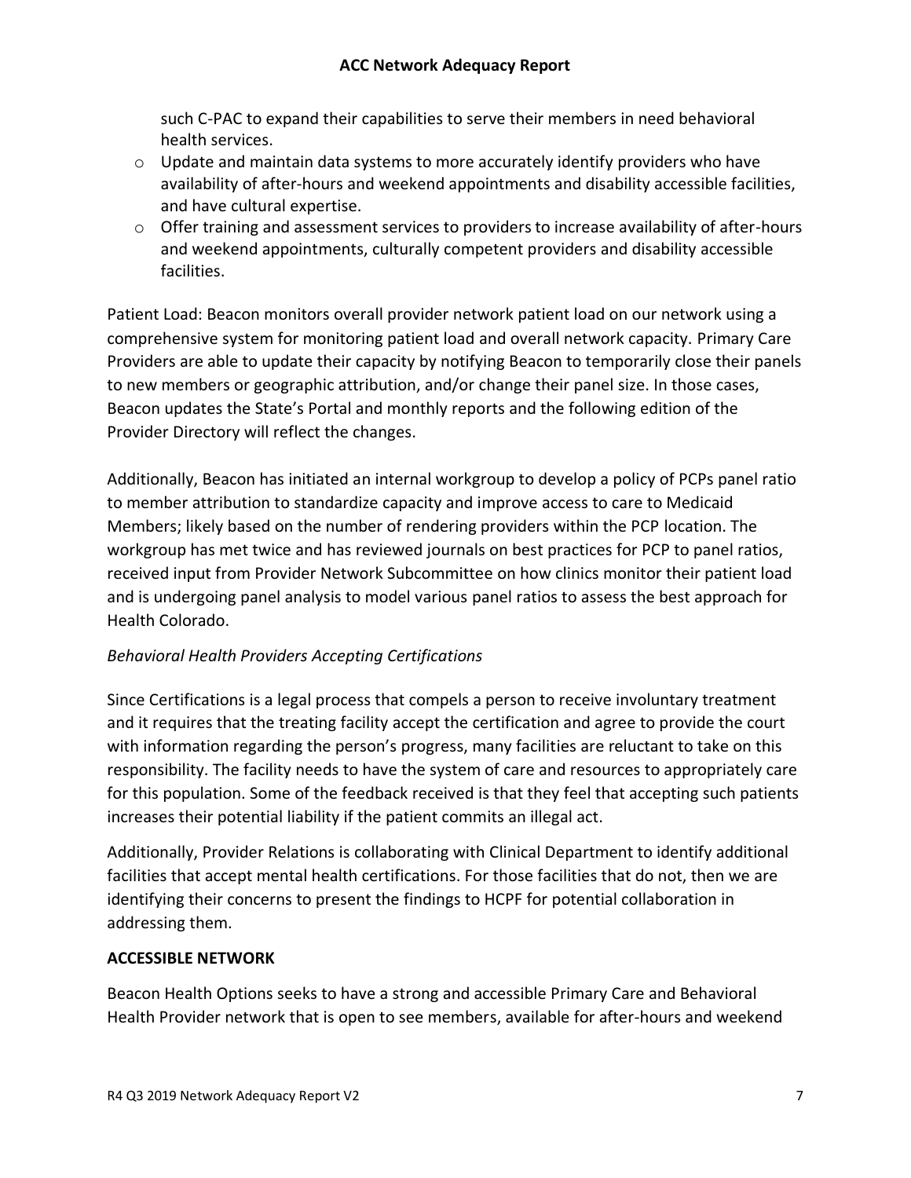such C-PAC to expand their capabilities to serve their members in need behavioral health services.

- Update and maintain data systems to more accurately identify providers who have availability of after-hours and weekend appointments and disability accessible facilities, and have cultural expertise.
- Offer training and assessment services to providers to increase availability of after-hours and weekend appointments, culturally competent providers and disability accessible facilities.

Patient Load: Beacon monitors overall provider network patient load on our network using a comprehensive system for monitoring patient load and overall network capacity. Primary Care Providers are able to update their capacity by notifying Beacon to temporarily close their panels to new members or geographic attribution, and/or change their panel size. In those cases, Beacon updates the State's Portal and monthly reports and the following edition of the Provider Directory will reflect the changes.

Additionally, Beacon has initiated an internal workgroup to develop a policy of PCPs panel ratio to member attribution to standardize capacity and improve access to care to Medicaid Members; likely based on the number of rendering providers within the PCP location. The workgroup has met twice and has reviewed journals on best practices for PCP to panel ratios, received input from Provider Network Subcommittee on how clinics monitor their patient load and is undergoing panel analysis to model various panel ratios to assess the best approach for Health Colorado.

*Behavioral Health Providers Accepting Certifications*

Since Certifications is a legal process that compels a person to receive involuntary treatment and it requires that the treating facility accept the certification and agree to provide the court with information regarding the person's progress, many facilities are reluctant to take on this responsibility. The facility needs to have the system of care and resources to appropriately care for this population. Some of the feedback received is that they feel that accepting such patients increases their potential liability if the patient commits an illegal act.

Additionally, Provider Relations is collaborating with Clinical Department to identify additional facilities that accept mental health certifications. For those facilities that do not, then we are identifying their concerns to present the findings to HCPF for potential collaboration in addressing them.

**ACCESSIBLE NETWORK**

Beacon Health Options seeks to have a strong and accessible Primary Care and Behavioral Health Provider network that is open to see members, available for after-hours and weekend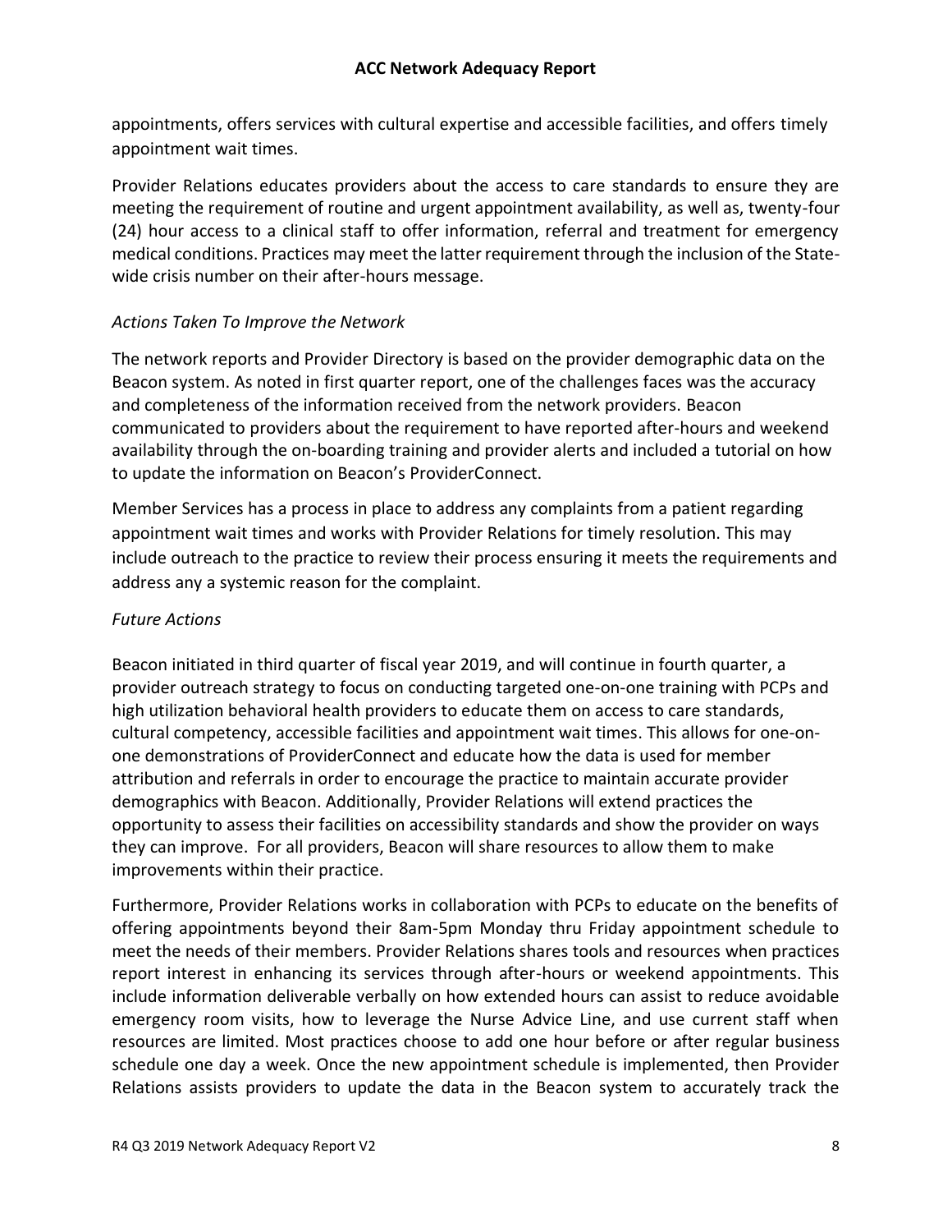appointments, offers services with cultural expertise and accessible facilities, and offers timely appointment wait times.

Provider Relations educates providers about the access to care standards to ensure they are meeting the requirement of routine and urgent appointment availability, as well as, twenty-four (24) hour access to a clinical staff to offer information, referral and treatment for emergency medical conditions. Practices may meet the latter requirement through the inclusion of the State-wide crisis number on their after-hours message.

*Actions Taken To Improve the Network*

The network reports and Provider Directory is based on the provider demographic data on the Beacon system. As noted in first quarter report, one of the challenges faces was the accuracy and completeness of the information received from the network providers. Beacon communicated to providers about the requirement to have reported after-hours and weekend availability through the on-boarding training and provider alerts and included a tutorial on how to update the information on Beacon's ProviderConnect.

Member Services has a process in place to address any complaints from a patient regarding appointment wait times and works with Provider Relations for timely resolution. This may include outreach to the practice to review their process ensuring it meets the requirements and address any a systemic reason for the complaint.

*Future Actions*

Beacon initiated in third quarter of fiscal year 2019, and will continue in fourth quarter, a provider outreach strategy to focus on conducting targeted one-on-one training with PCPs and high utilization behavioral health providers to educate them on access to care standards, cultural competency, accessible facilities and appointment wait times. This allows for one-on-one demonstrations of ProviderConnect and educate how the data is used for member attribution and referrals in order to encourage the practice to maintain accurate provider demographics with Beacon. Additionally, Provider Relations will extend practices the opportunity to assess their facilities on accessibility standards and show the provider on ways they can improve. For all providers, Beacon will share resources to allow them to make improvements within their practice.

Furthermore, Provider Relations works in collaboration with PCPs to educate on the benefits of offering appointments beyond their 8am-5pm Monday thru Friday appointment schedule to meet the needs of their members. Provider Relations shares tools and resources when practices report interest in enhancing its services through after-hours or weekend appointments. This include information deliverable verbally on how extended hours can assist to reduce avoidable emergency room visits, how to leverage the Nurse Advice Line, and use current staff when resources are limited. Most practices choose to add one hour before or after regular business schedule one day a week. Once the new appointment schedule is implemented, then Provider Relations assists providers to update the data in the Beacon system to accurately track the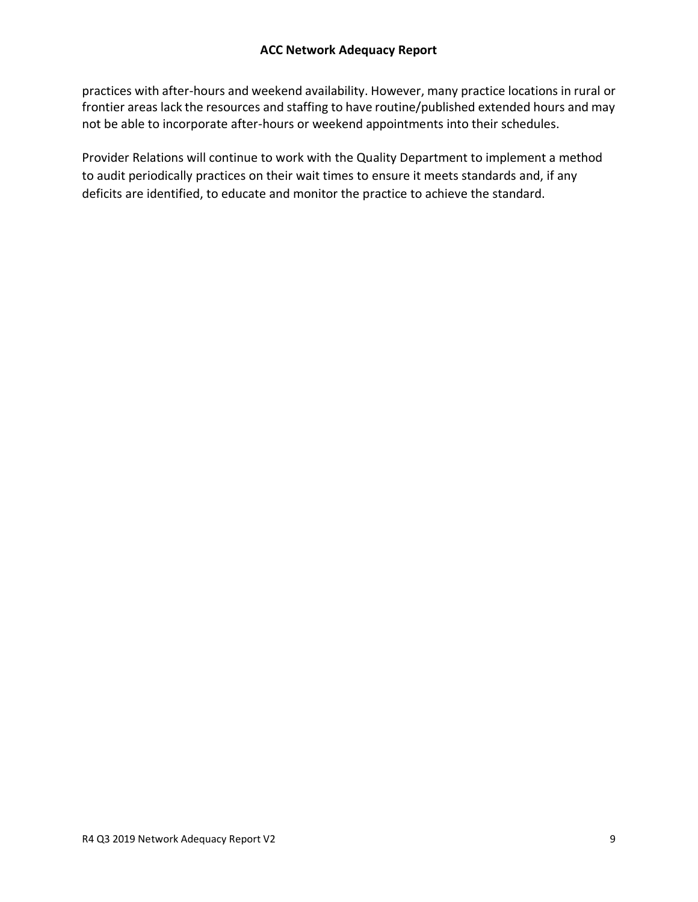practices with after-hours and weekend availability. However, many practice locations in rural or frontier areas lack the resources and staffing to have routine/published extended hours and may not be able to incorporate after-hours or weekend appointments into their schedules.

Provider Relations will continue to work with the Quality Department to implement a method to audit periodically practices on their wait times to ensure it meets standards and, if any deficits are identified, to educate and monitor the practice to achieve the standard.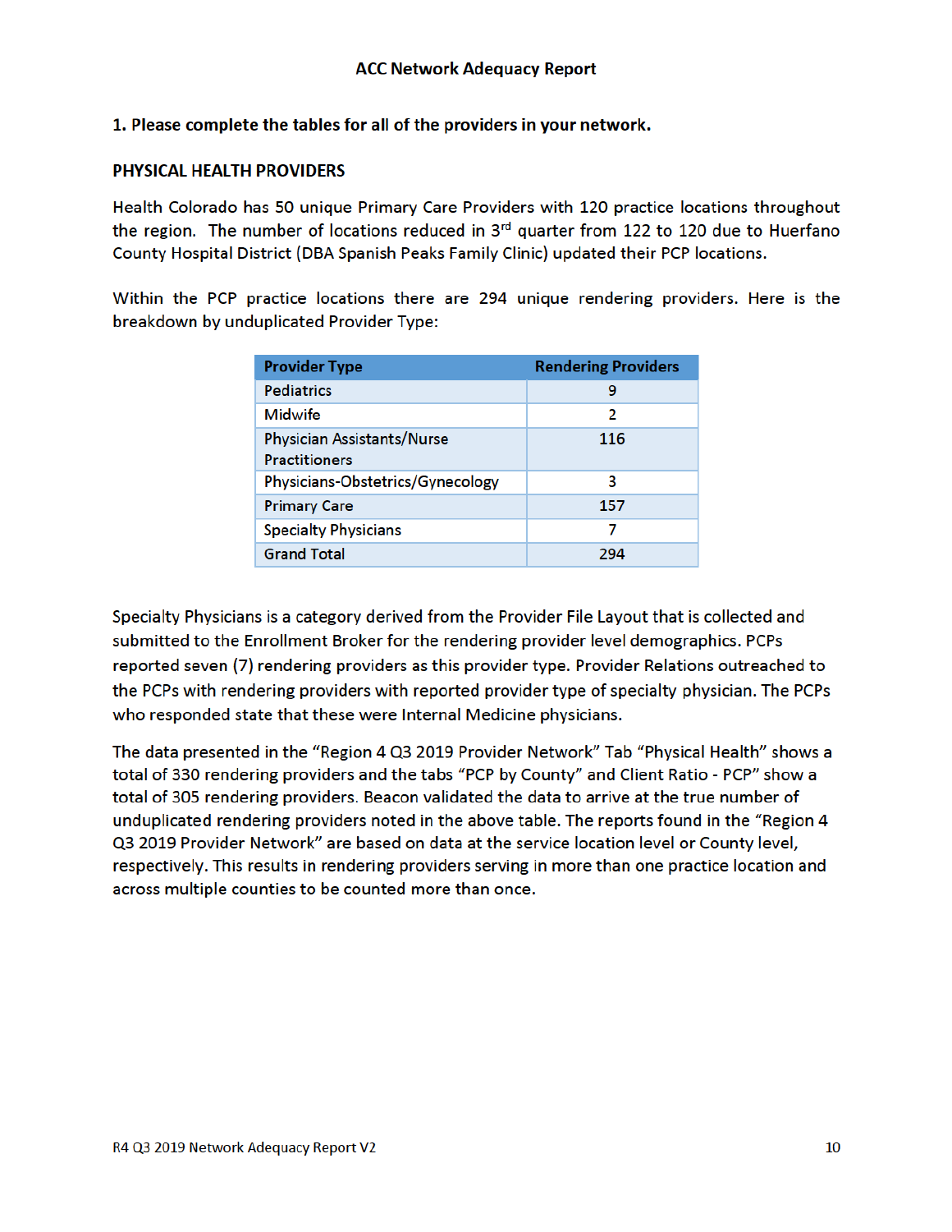## ACC Network Adequacy Report

**1. Please complete the tables for all of the providers in your network.**

**PHYSICAL HEALTH PROVIDERS**

Health Colorado has 50 unique Primary Care Providers with 120 practice locations throughout the region. The number of locations reduced in 3rd quarter from 122 to 120 due to Huerfano County Hospital District (DBA Spanish Peaks Family Clinic) updated their PCP locations.

Within the PCP practice locations there are 294 unique rendering providers. Here is the breakdown by unduplicated Provider Type:

| Provider Type | Rendering Providers |
|---|---|
| Pediatrics | 9 |
| Midwife | 2 |
| Physician Assistants/Nurse Practitioners | 116 |
| Physicians-Obstetrics/Gynecology | 3 |
| Primary Care | 157 |
| Specialty Physicians | 7 |
| Grand Total | 294 |

Specialty Physicians is a category derived from the Provider File Layout that is collected and submitted to the Enrollment Broker for the rendering provider level demographics. PCPs reported seven (7) rendering providers as this provider type. Provider Relations outreached to the PCPs with rendering providers with reported provider type of specialty physician. The PCPs who responded state that these were Internal Medicine physicians.

The data presented in the "Region 4 Q3 2019 Provider Network" Tab "Physical Health" shows a total of 330 rendering providers and the tabs "PCP by County" and Client Ratio - PCP" show a total of 305 rendering providers. Beacon validated the data to arrive at the true number of unduplicated rendering providers noted in the above table. The reports found in the "Region 4 Q3 2019 Provider Network" are based on data at the service location level or County level, respectively. This results in rendering providers serving in more than one practice location and across multiple counties to be counted more than once.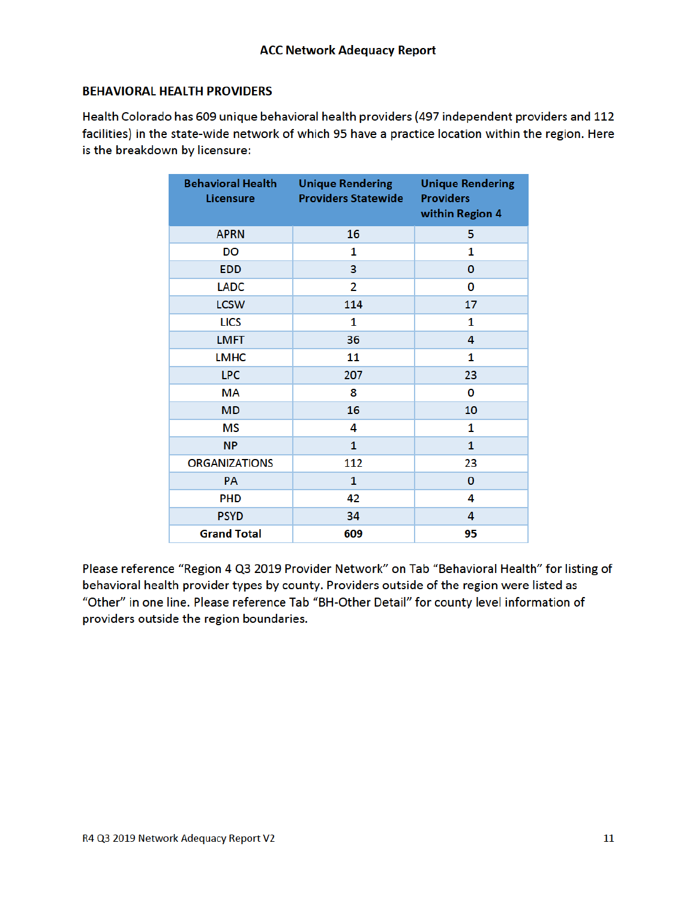## BEHAVIORAL HEALTH PROVIDERS

Health Colorado has 609 unique behavioral health providers (497 independent providers and 112 facilities) in the state-wide network of which 95 have a practice location within the region. Here is the breakdown by licensure:

| Behavioral Health Licensure | Unique Rendering Providers Statewide | Unique Rendering Providers within Region 4 |
|---|---|---|
| APRN | 16 | 5 |
| DO | 1 | 1 |
| EDD | 3 | 0 |
| LADC | 2 | 0 |
| LCSW | 114 | 17 |
| LICS | 1 | 1 |
| LMFT | 36 | 4 |
| LMHC | 11 | 1 |
| LPC | 207 | 23 |
| MA | 8 | 0 |
| MD | 16 | 10 |
| MS | 4 | 1 |
| NP | 1 | 1 |
| ORGANIZATIONS | 112 | 23 |
| PA | 1 | 0 |
| PHD | 42 | 4 |
| PSYD | 34 | 4 |
| **Grand Total** | **609** | **95** |

Please reference "Region 4 Q3 2019 Provider Network" on Tab "Behavioral Health" for listing of behavioral health provider types by county. Providers outside of the region were listed as "Other" in one line. Please reference Tab "BH-Other Detail" for county level information of providers outside the region boundaries.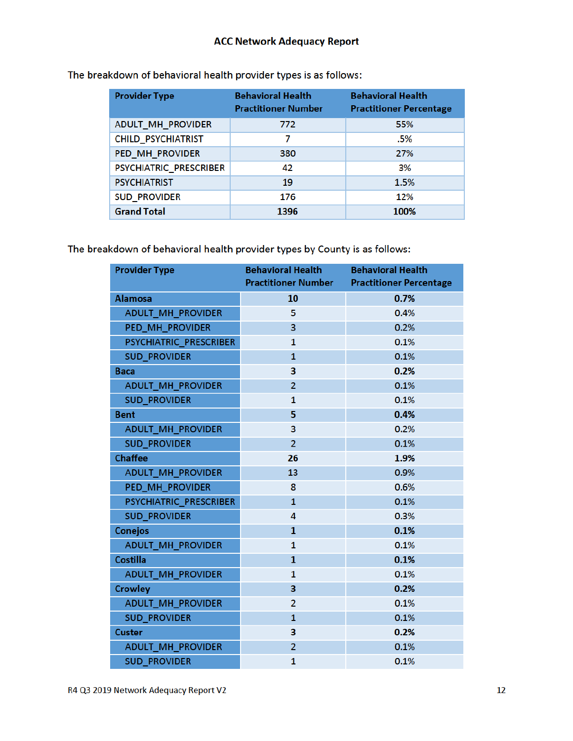## ACC Network Adequacy Report

The breakdown of behavioral health provider types is as follows:

| Provider Type | Behavioral Health Practitioner Number | Behavioral Health Practitioner Percentage |
|---|---|---|
| ADULT_MH_PROVIDER | 772 | 55% |
| CHILD_PSYCHIATRIST | 7 | .5% |
| PED_MH_PROVIDER | 380 | 27% |
| PSYCHIATRIC_PRESCRIBER | 42 | 3% |
| PSYCHIATRIST | 19 | 1.5% |
| SUD_PROVIDER | 176 | 12% |
| **Grand Total** | **1396** | **100%** |

The breakdown of behavioral health provider types by County is as follows:

| Provider Type | Behavioral Health Practitioner Number | Behavioral Health Practitioner Percentage |
|---|---|---|
| **Alamosa** | **10** | **0.7%** |
| ADULT_MH_PROVIDER | 5 | 0.4% |
| PED_MH_PROVIDER | 3 | 0.2% |
| PSYCHIATRIC_PRESCRIBER | 1 | 0.1% |
| SUD_PROVIDER | 1 | 0.1% |
| **Baca** | **3** | **0.2%** |
| ADULT_MH_PROVIDER | 2 | 0.1% |
| SUD_PROVIDER | 1 | 0.1% |
| **Bent** | **5** | **0.4%** |
| ADULT_MH_PROVIDER | 3 | 0.2% |
| SUD_PROVIDER | 2 | 0.1% |
| **Chaffee** | **26** | **1.9%** |
| ADULT_MH_PROVIDER | 13 | 0.9% |
| PED_MH_PROVIDER | 8 | 0.6% |
| PSYCHIATRIC_PRESCRIBER | 1 | 0.1% |
| SUD_PROVIDER | 4 | 0.3% |
| **Conejos** | **1** | **0.1%** |
| ADULT_MH_PROVIDER | 1 | 0.1% |
| **Costilla** | **1** | **0.1%** |
| ADULT_MH_PROVIDER | 1 | 0.1% |
| **Crowley** | **3** | **0.2%** |
| ADULT_MH_PROVIDER | 2 | 0.1% |
| SUD_PROVIDER | 1 | 0.1% |
| **Custer** | **3** | **0.2%** |
| ADULT_MH_PROVIDER | 2 | 0.1% |
| SUD_PROVIDER | 1 | 0.1% |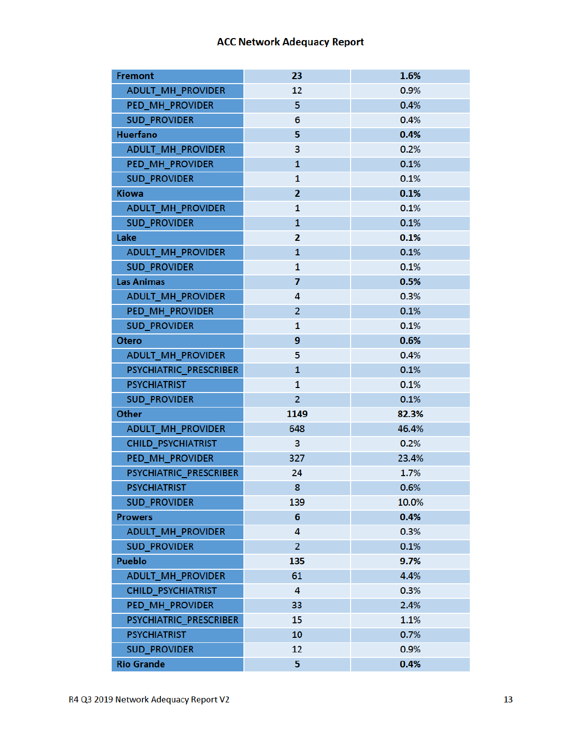## ACC Network Adequacy Report

| | | |
|---|---|---|
| **Fremont** | **23** | **1.6%** |
| ADULT_MH_PROVIDER | 12 | 0.9% |
| PED_MH_PROVIDER | 5 | 0.4% |
| SUD_PROVIDER | 6 | 0.4% |
| **Huerfano** | **5** | **0.4%** |
| ADULT_MH_PROVIDER | 3 | 0.2% |
| PED_MH_PROVIDER | 1 | 0.1% |
| SUD_PROVIDER | 1 | 0.1% |
| **Kiowa** | **2** | **0.1%** |
| ADULT_MH_PROVIDER | 1 | 0.1% |
| SUD_PROVIDER | 1 | 0.1% |
| **Lake** | **2** | **0.1%** |
| ADULT_MH_PROVIDER | 1 | 0.1% |
| SUD_PROVIDER | 1 | 0.1% |
| **Las Animas** | **7** | **0.5%** |
| ADULT_MH_PROVIDER | 4 | 0.3% |
| PED_MH_PROVIDER | 2 | 0.1% |
| SUD_PROVIDER | 1 | 0.1% |
| **Otero** | **9** | **0.6%** |
| ADULT_MH_PROVIDER | 5 | 0.4% |
| PSYCHIATRIC_PRESCRIBER | 1 | 0.1% |
| PSYCHIATRIST | 1 | 0.1% |
| SUD_PROVIDER | 2 | 0.1% |
| **Other** | **1149** | **82.3%** |
| ADULT_MH_PROVIDER | 648 | 46.4% |
| CHILD_PSYCHIATRIST | 3 | 0.2% |
| PED_MH_PROVIDER | 327 | 23.4% |
| PSYCHIATRIC_PRESCRIBER | 24 | 1.7% |
| PSYCHIATRIST | 8 | 0.6% |
| SUD_PROVIDER | 139 | 10.0% |
| **Prowers** | **6** | **0.4%** |
| ADULT_MH_PROVIDER | 4 | 0.3% |
| SUD_PROVIDER | 2 | 0.1% |
| **Pueblo** | **135** | **9.7%** |
| ADULT_MH_PROVIDER | 61 | 4.4% |
| CHILD_PSYCHIATRIST | 4 | 0.3% |
| PED_MH_PROVIDER | 33 | 2.4% |
| PSYCHIATRIC_PRESCRIBER | 15 | 1.1% |
| PSYCHIATRIST | 10 | 0.7% |
| SUD_PROVIDER | 12 | 0.9% |
| **Rio Grande** | **5** | **0.4%** |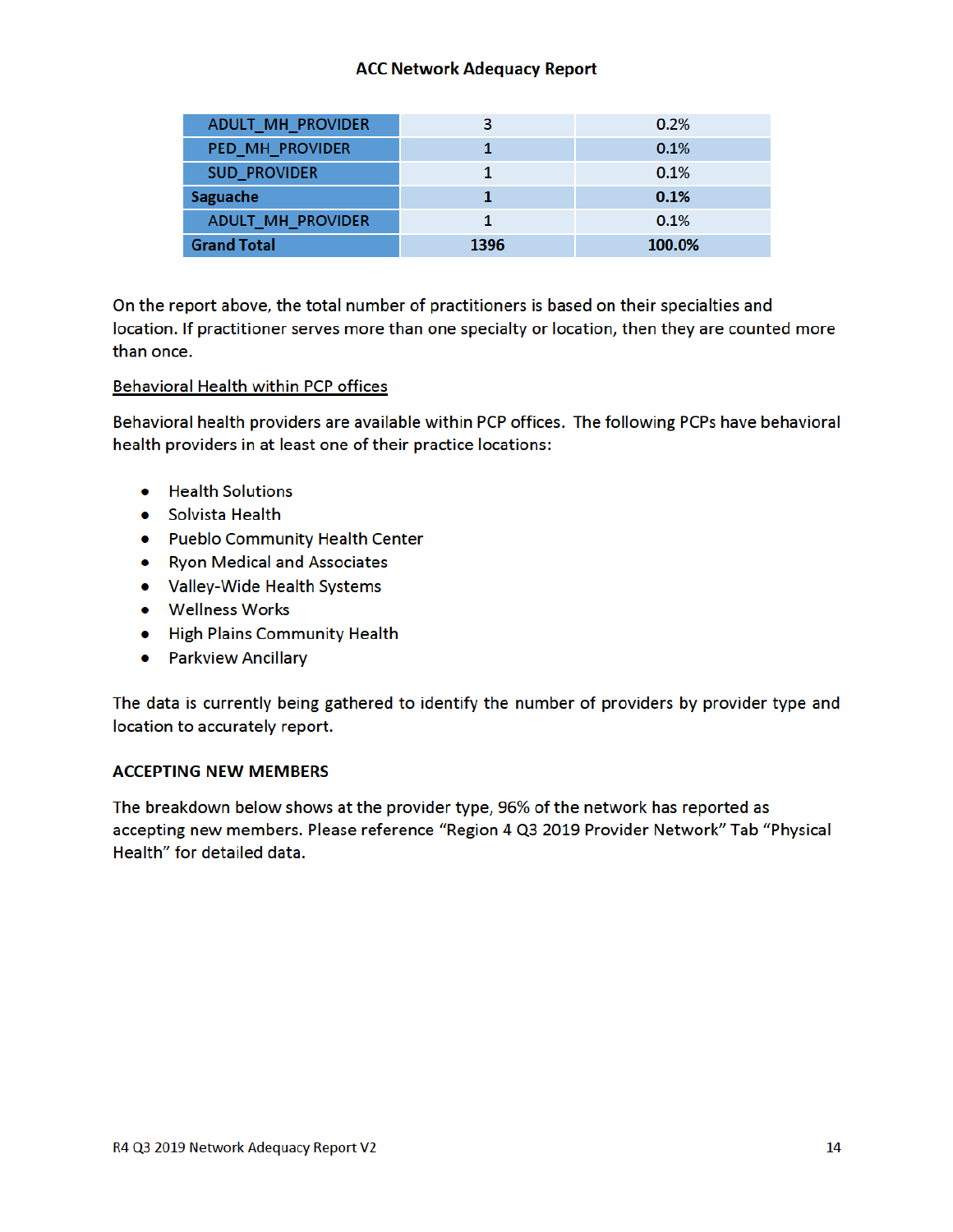# ACC Network Adequacy Report

| | | |
|---|---|---|
| ADULT_MH_PROVIDER | 3 | 0.2% |
| PED_MH_PROVIDER | 1 | 0.1% |
| SUD_PROVIDER | 1 | 0.1% |
| **Saguache** | **1** | **0.1%** |
| ADULT_MH_PROVIDER | 1 | 0.1% |
| **Grand Total** | **1396** | **100.0%** |

On the report above, the total number of practitioners is based on their specialties and location. If practitioner serves more than one specialty or location, then they are counted more than once.

<u>Behavioral Health within PCP offices</u>

Behavioral health providers are available within PCP offices. The following PCPs have behavioral health providers in at least one of their practice locations:

- Health Solutions
- Solvista Health
- Pueblo Community Health Center
- Ryon Medical and Associates
- Valley-Wide Health Systems
- Wellness Works
- High Plains Community Health
- Parkview Ancillary

The data is currently being gathered to identify the number of providers by provider type and location to accurately report.

**ACCEPTING NEW MEMBERS**

The breakdown below shows at the provider type, 96% of the network has reported as accepting new members. Please reference "Region 4 Q3 2019 Provider Network" Tab "Physical Health" for detailed data.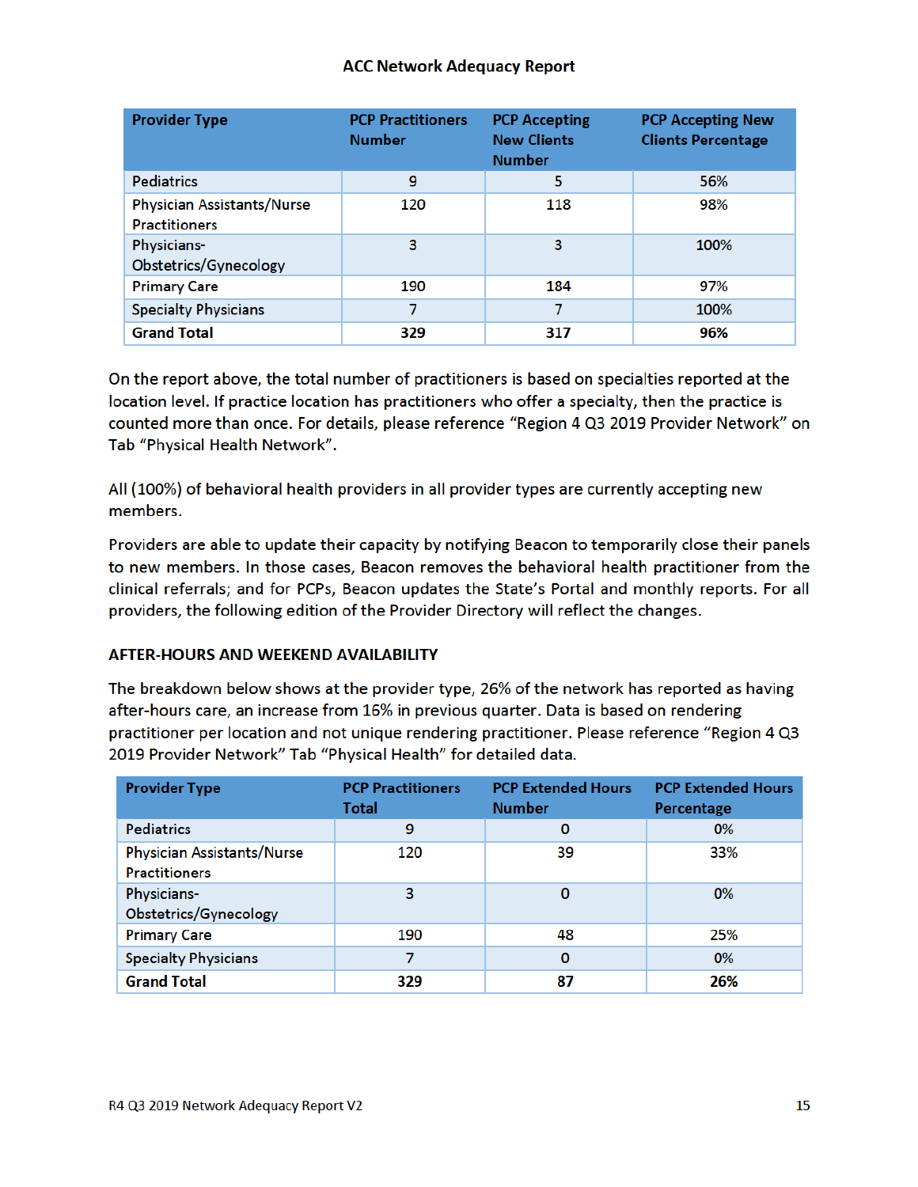## ACC Network Adequacy Report

| Provider Type | PCP Practitioners Number | PCP Accepting New Clients Number | PCP Accepting New Clients Percentage |
|---|---|---|---|
| Pediatrics | 9 | 5 | 56% |
| Physician Assistants/Nurse Practitioners | 120 | 118 | 98% |
| Physicians-Obstetrics/Gynecology | 3 | 3 | 100% |
| Primary Care | 190 | 184 | 97% |
| Specialty Physicians | 7 | 7 | 100% |
| **Grand Total** | **329** | **317** | **96%** |

On the report above, the total number of practitioners is based on specialties reported at the location level. If practice location has practitioners who offer a specialty, then the practice is counted more than once. For details, please reference "Region 4 Q3 2019 Provider Network" on Tab "Physical Health Network".

All (100%) of behavioral health providers in all provider types are currently accepting new members.

Providers are able to update their capacity by notifying Beacon to temporarily close their panels to new members. In those cases, Beacon removes the behavioral health practitioner from the clinical referrals; and for PCPs, Beacon updates the State's Portal and monthly reports. For all providers, the following edition of the Provider Directory will reflect the changes.

### AFTER-HOURS AND WEEKEND AVAILABILITY

The breakdown below shows at the provider type, 26% of the network has reported as having after-hours care, an increase from 16% in previous quarter. Data is based on rendering practitioner per location and not unique rendering practitioner. Please reference "Region 4 Q3 2019 Provider Network" Tab "Physical Health" for detailed data.

| Provider Type | PCP Practitioners Total | PCP Extended Hours Number | PCP Extended Hours Percentage |
|---|---|---|---|
| Pediatrics | 9 | 0 | 0% |
| Physician Assistants/Nurse Practitioners | 120 | 39 | 33% |
| Physicians-Obstetrics/Gynecology | 3 | 0 | 0% |
| Primary Care | 190 | 48 | 25% |
| Specialty Physicians | 7 | 0 | 0% |
| **Grand Total** | **329** | **87** | **26%** |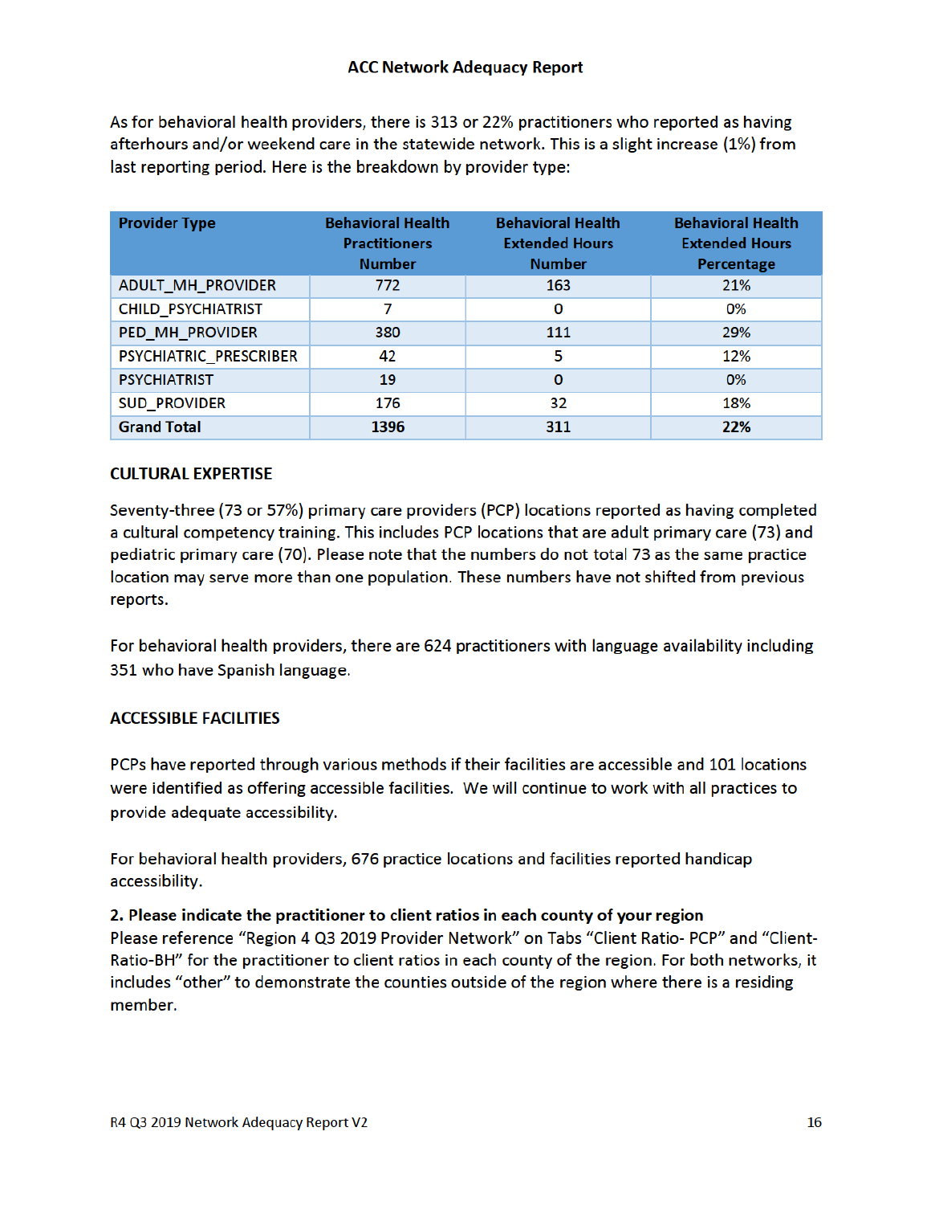As for behavioral health providers, there is 313 or 22% practitioners who reported as having afterhours and/or weekend care in the statewide network. This is a slight increase (1%) from last reporting period. Here is the breakdown by provider type:

| Provider Type | Behavioral Health Practitioners Number | Behavioral Health Extended Hours Number | Behavioral Health Extended Hours Percentage |
|---|---|---|---|
| ADULT_MH_PROVIDER | 772 | 163 | 21% |
| CHILD_PSYCHIATRIST | 7 | 0 | 0% |
| PED_MH_PROVIDER | 380 | 111 | 29% |
| PSYCHIATRIC_PRESCRIBER | 42 | 5 | 12% |
| PSYCHIATRIST | 19 | 0 | 0% |
| SUD_PROVIDER | 176 | 32 | 18% |
| **Grand Total** | **1396** | **311** | **22%** |

### CULTURAL EXPERTISE

Seventy-three (73 or 57%) primary care providers (PCP) locations reported as having completed a cultural competency training. This includes PCP locations that are adult primary care (73) and pediatric primary care (70). Please note that the numbers do not total 73 as the same practice location may serve more than one population. These numbers have not shifted from previous reports.

For behavioral health providers, there are 624 practitioners with language availability including 351 who have Spanish language.

### ACCESSIBLE FACILITIES

PCPs have reported through various methods if their facilities are accessible and 101 locations were identified as offering accessible facilities. We will continue to work with all practices to provide adequate accessibility.

For behavioral health providers, 676 practice locations and facilities reported handicap accessibility.

**2. Please indicate the practitioner to client ratios in each county of your region**

Please reference "Region 4 Q3 2019 Provider Network" on Tabs "Client Ratio- PCP" and "Client-Ratio-BH" for the practitioner to client ratios in each county of the region. For both networks, it includes "other" to demonstrate the counties outside of the region where there is a residing member.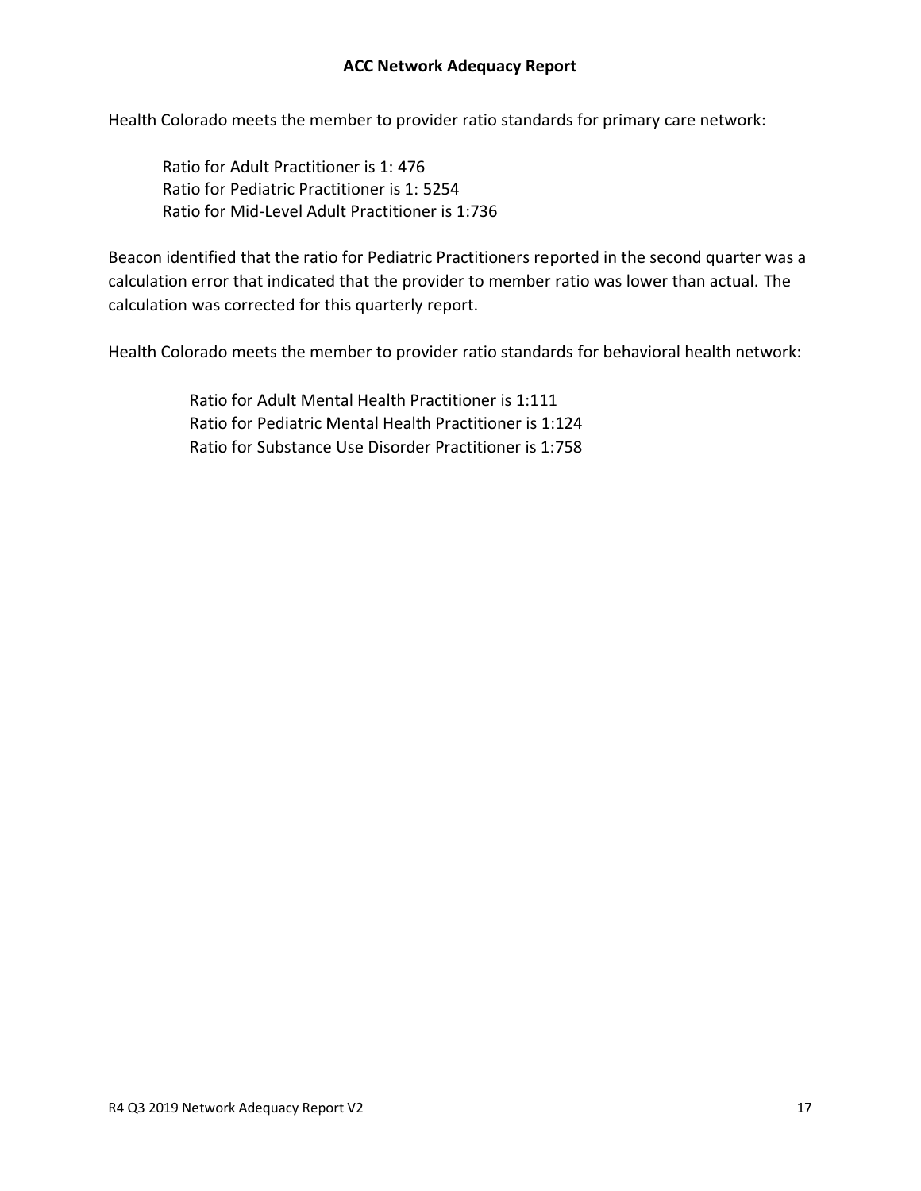Health Colorado meets the member to provider ratio standards for primary care network:

Ratio for Adult Practitioner is 1: 476
Ratio for Pediatric Practitioner is 1: 5254
Ratio for Mid-Level Adult Practitioner is 1:736

Beacon identified that the ratio for Pediatric Practitioners reported in the second quarter was a calculation error that indicated that the provider to member ratio was lower than actual. The calculation was corrected for this quarterly report.

Health Colorado meets the member to provider ratio standards for behavioral health network:

Ratio for Adult Mental Health Practitioner is 1:111
Ratio for Pediatric Mental Health Practitioner is 1:124
Ratio for Substance Use Disorder Practitioner is 1:758